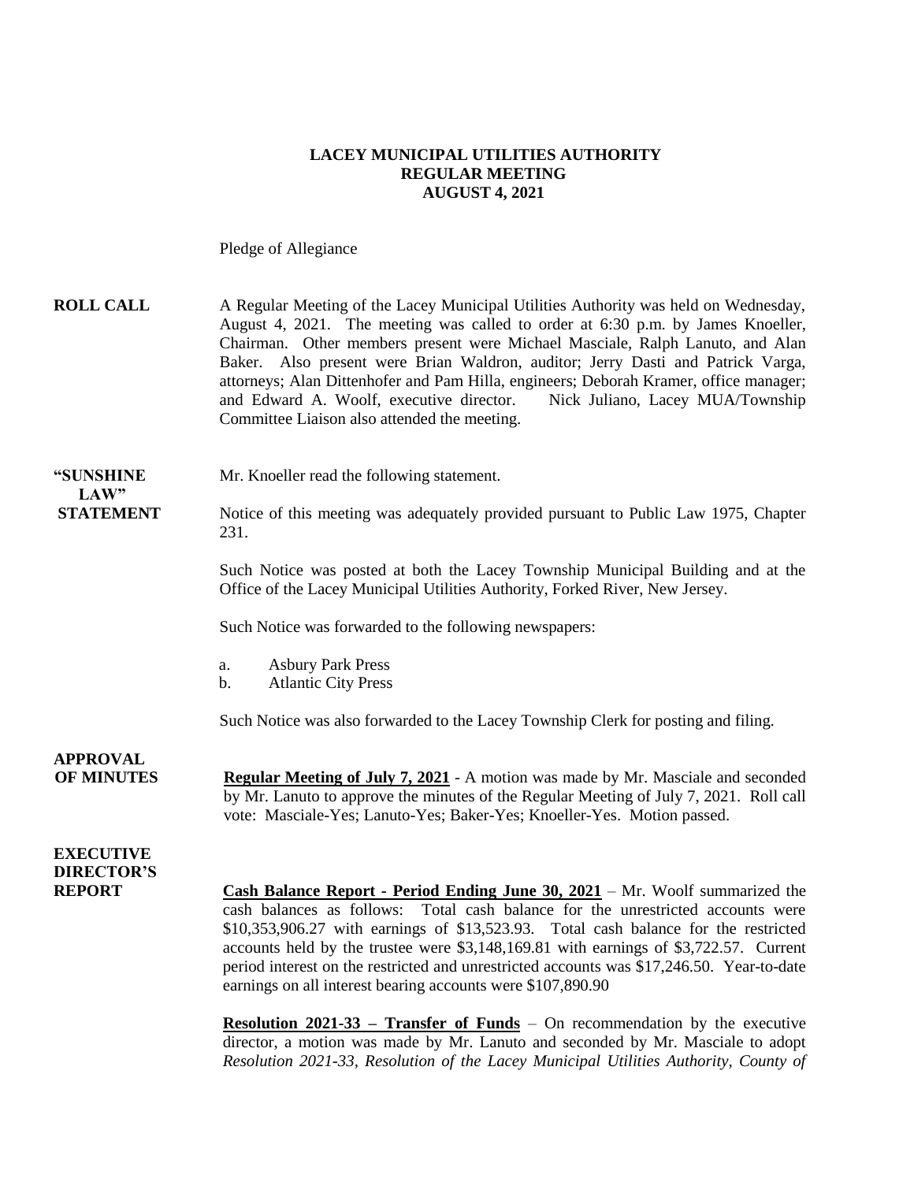# LACEY MUNICIPAL UTILITIES AUTHORITY
## REGULAR MEETING
## AUGUST 4, 2021

Pledge of Allegiance

**ROLL CALL** A Regular Meeting of the Lacey Municipal Utilities Authority was held on Wednesday, August 4, 2021. The meeting was called to order at 6:30 p.m. by James Knoeller, Chairman. Other members present were Michael Masciale, Ralph Lanuto, and Alan Baker. Also present were Brian Waldron, auditor; Jerry Dasti and Patrick Varga, attorneys; Alan Dittenhofer and Pam Hilla, engineers; Deborah Kramer, office manager; and Edward A. Woolf, executive director. Nick Juliano, Lacey MUA/Township Committee Liaison also attended the meeting.

**"SUNSHINE LAW" STATEMENT** Mr. Knoeller read the following statement.

Notice of this meeting was adequately provided pursuant to Public Law 1975, Chapter 231.

Such Notice was posted at both the Lacey Township Municipal Building and at the Office of the Lacey Municipal Utilities Authority, Forked River, New Jersey.

Such Notice was forwarded to the following newspapers:

a. Asbury Park Press
b. Atlantic City Press

Such Notice was also forwarded to the Lacey Township Clerk for posting and filing.

**APPROVAL OF MINUTES** **Regular Meeting of July 7, 2021** - A motion was made by Mr. Masciale and seconded by Mr. Lanuto to approve the minutes of the Regular Meeting of July 7, 2021. Roll call vote: Masciale-Yes; Lanuto-Yes; Baker-Yes; Knoeller-Yes. Motion passed.

**EXECUTIVE DIRECTOR'S REPORT** **Cash Balance Report - Period Ending June 30, 2021** – Mr. Woolf summarized the cash balances as follows: Total cash balance for the unrestricted accounts were $10,353,906.27 with earnings of $13,523.93. Total cash balance for the restricted accounts held by the trustee were $3,148,169.81 with earnings of $3,722.57. Current period interest on the restricted and unrestricted accounts was $17,246.50. Year-to-date earnings on all interest bearing accounts were $107,890.90

**Resolution 2021-33 – Transfer of Funds** – On recommendation by the executive director, a motion was made by Mr. Lanuto and seconded by Mr. Masciale to adopt *Resolution 2021-33, Resolution of the Lacey Municipal Utilities Authority, County of*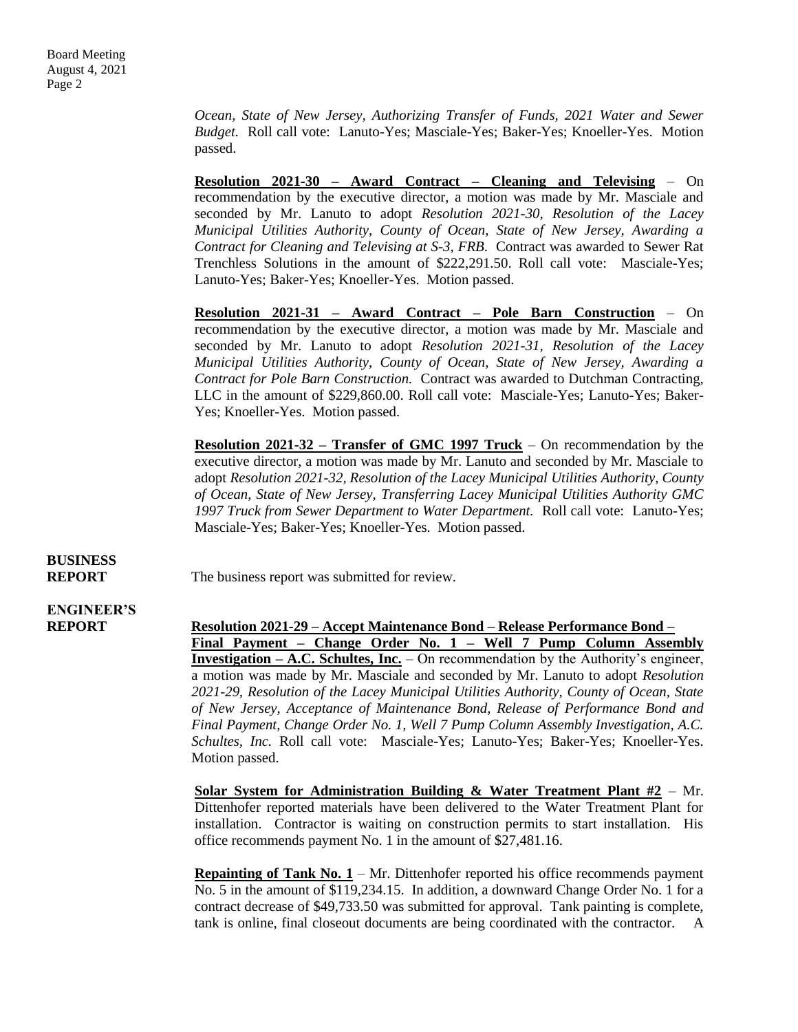*Ocean, State of New Jersey, Authorizing Transfer of Funds, 2021 Water and Sewer Budget.* Roll call vote: Lanuto-Yes; Masciale-Yes; Baker-Yes; Knoeller-Yes. Motion passed.

**Resolution 2021-30 – Award Contract – Cleaning and Televising** – On recommendation by the executive director, a motion was made by Mr. Masciale and seconded by Mr. Lanuto to adopt *Resolution 2021-30, Resolution of the Lacey Municipal Utilities Authority, County of Ocean, State of New Jersey, Awarding a Contract for Cleaning and Televising at S-3, FRB.* Contract was awarded to Sewer Rat Trenchless Solutions in the amount of $222,291.50. Roll call vote: Masciale-Yes; Lanuto-Yes; Baker-Yes; Knoeller-Yes. Motion passed.

**Resolution 2021-31 – Award Contract – Pole Barn Construction** – On recommendation by the executive director, a motion was made by Mr. Masciale and seconded by Mr. Lanuto to adopt *Resolution 2021-31, Resolution of the Lacey Municipal Utilities Authority, County of Ocean, State of New Jersey, Awarding a Contract for Pole Barn Construction.* Contract was awarded to Dutchman Contracting, LLC in the amount of $229,860.00. Roll call vote: Masciale-Yes; Lanuto-Yes; Baker-Yes; Knoeller-Yes. Motion passed.

**Resolution 2021-32 – Transfer of GMC 1997 Truck** – On recommendation by the executive director, a motion was made by Mr. Lanuto and seconded by Mr. Masciale to adopt *Resolution 2021-32, Resolution of the Lacey Municipal Utilities Authority, County of Ocean, State of New Jersey, Transferring Lacey Municipal Utilities Authority GMC 1997 Truck from Sewer Department to Water Department.* Roll call vote: Lanuto-Yes; Masciale-Yes; Baker-Yes; Knoeller-Yes. Motion passed.

**BUSINESS REPORT**

The business report was submitted for review.

**ENGINEER'S REPORT**

**Resolution 2021-29 – Accept Maintenance Bond – Release Performance Bond – Final Payment – Change Order No. 1 – Well 7 Pump Column Assembly Investigation – A.C. Schultes, Inc.** – On recommendation by the Authority's engineer, a motion was made by Mr. Masciale and seconded by Mr. Lanuto to adopt *Resolution 2021-29, Resolution of the Lacey Municipal Utilities Authority, County of Ocean, State of New Jersey, Acceptance of Maintenance Bond, Release of Performance Bond and Final Payment, Change Order No. 1, Well 7 Pump Column Assembly Investigation, A.C. Schultes, Inc.* Roll call vote: Masciale-Yes; Lanuto-Yes; Baker-Yes; Knoeller-Yes. Motion passed.

**Solar System for Administration Building & Water Treatment Plant #2** – Mr. Dittenhofer reported materials have been delivered to the Water Treatment Plant for installation. Contractor is waiting on construction permits to start installation. His office recommends payment No. 1 in the amount of $27,481.16.

**Repainting of Tank No. 1** – Mr. Dittenhofer reported his office recommends payment No. 5 in the amount of $119,234.15. In addition, a downward Change Order No. 1 for a contract decrease of $49,733.50 was submitted for approval. Tank painting is complete, tank is online, final closeout documents are being coordinated with the contractor. A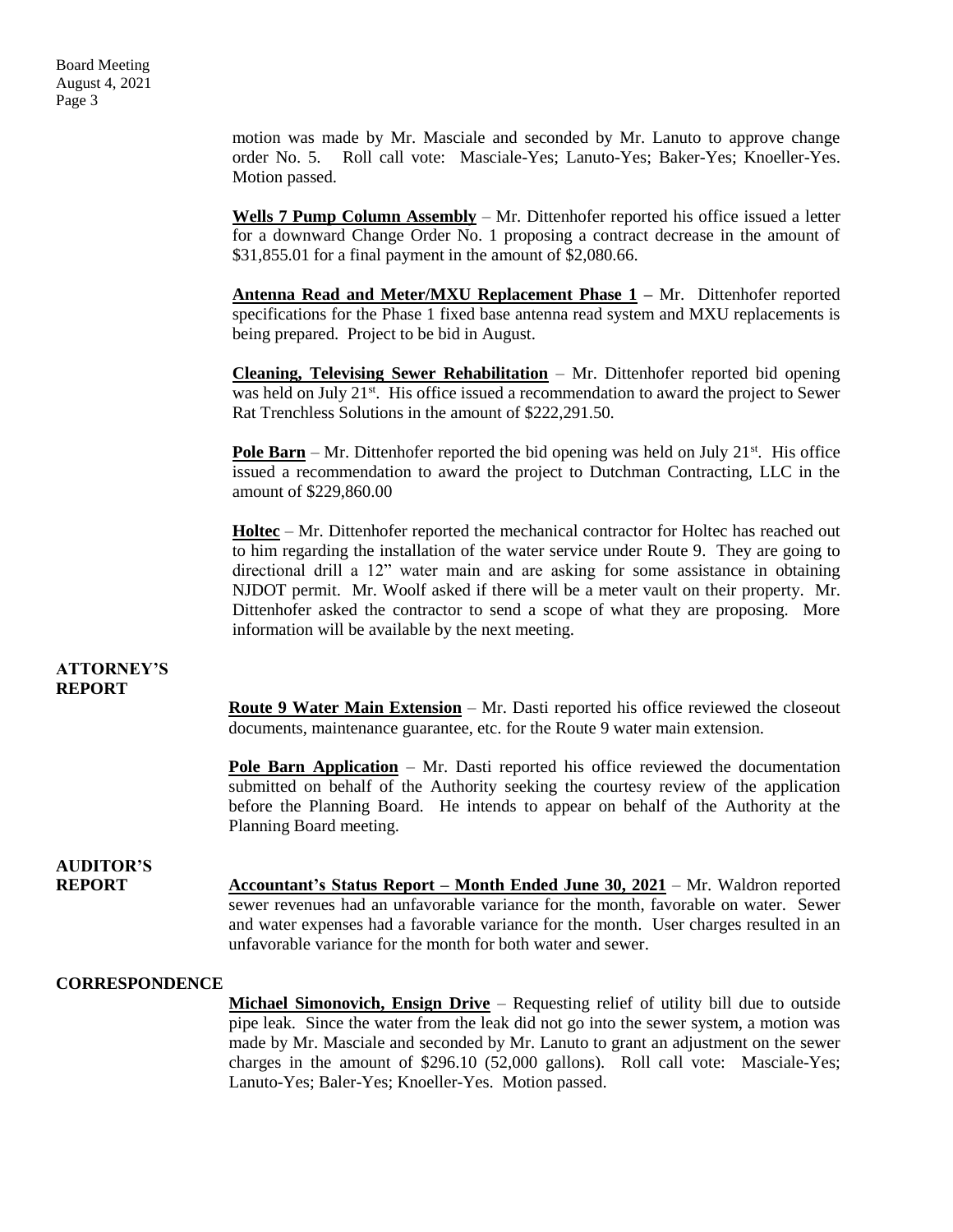motion was made by Mr. Masciale and seconded by Mr. Lanuto to approve change order No. 5. Roll call vote: Masciale-Yes; Lanuto-Yes; Baker-Yes; Knoeller-Yes. Motion passed.

**Wells 7 Pump Column Assembly** – Mr. Dittenhofer reported his office issued a letter for a downward Change Order No. 1 proposing a contract decrease in the amount of $31,855.01 for a final payment in the amount of $2,080.66.

**Antenna Read and Meter/MXU Replacement Phase 1** – Mr. Dittenhofer reported specifications for the Phase 1 fixed base antenna read system and MXU replacements is being prepared. Project to be bid in August.

**Cleaning, Televising Sewer Rehabilitation** – Mr. Dittenhofer reported bid opening was held on July 21st. His office issued a recommendation to award the project to Sewer Rat Trenchless Solutions in the amount of $222,291.50.

**Pole Barn** – Mr. Dittenhofer reported the bid opening was held on July 21st. His office issued a recommendation to award the project to Dutchman Contracting, LLC in the amount of $229,860.00

**Holtec** – Mr. Dittenhofer reported the mechanical contractor for Holtec has reached out to him regarding the installation of the water service under Route 9. They are going to directional drill a 12" water main and are asking for some assistance in obtaining NJDOT permit. Mr. Woolf asked if there will be a meter vault on their property. Mr. Dittenhofer asked the contractor to send a scope of what they are proposing. More information will be available by the next meeting.

## ATTORNEY'S REPORT

**Route 9 Water Main Extension** – Mr. Dasti reported his office reviewed the closeout documents, maintenance guarantee, etc. for the Route 9 water main extension.

**Pole Barn Application** – Mr. Dasti reported his office reviewed the documentation submitted on behalf of the Authority seeking the courtesy review of the application before the Planning Board. He intends to appear on behalf of the Authority at the Planning Board meeting.

## AUDITOR'S REPORT

**Accountant's Status Report – Month Ended June 30, 2021** – Mr. Waldron reported sewer revenues had an unfavorable variance for the month, favorable on water. Sewer and water expenses had a favorable variance for the month. User charges resulted in an unfavorable variance for the month for both water and sewer.

## CORRESPONDENCE

**Michael Simonovich, Ensign Drive** – Requesting relief of utility bill due to outside pipe leak. Since the water from the leak did not go into the sewer system, a motion was made by Mr. Masciale and seconded by Mr. Lanuto to grant an adjustment on the sewer charges in the amount of $296.10 (52,000 gallons). Roll call vote: Masciale-Yes; Lanuto-Yes; Baler-Yes; Knoeller-Yes. Motion passed.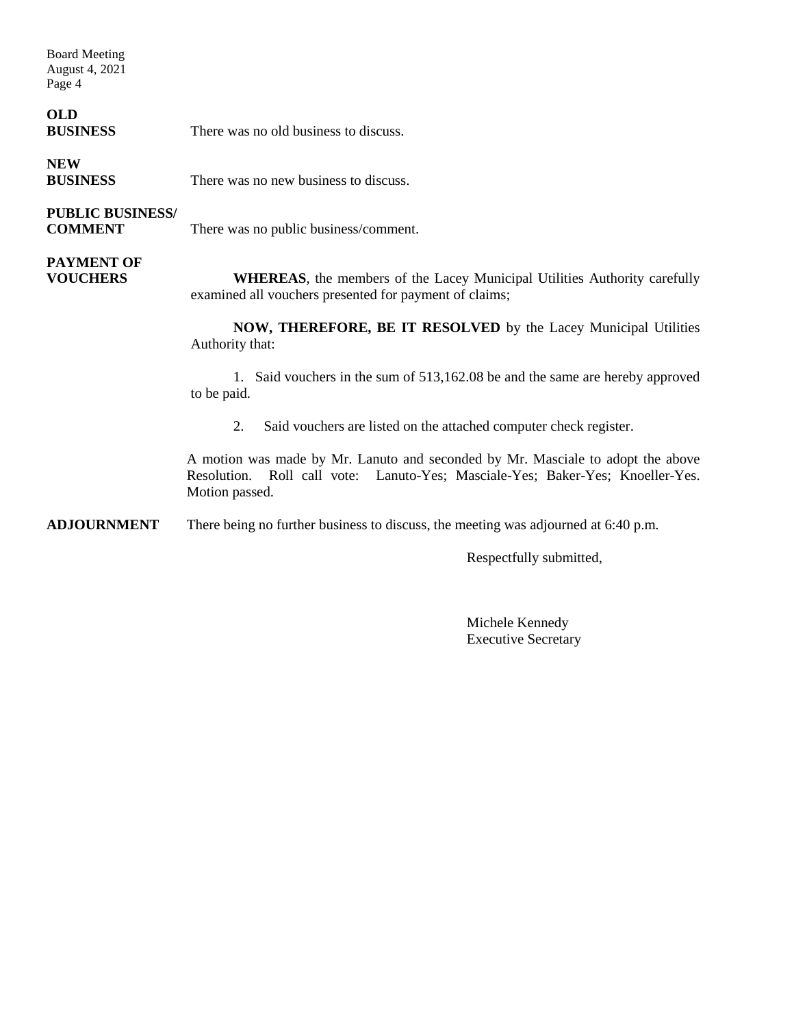**OLD BUSINESS**

There was no old business to discuss.

**NEW BUSINESS**

There was no new business to discuss.

**PUBLIC BUSINESS/ COMMENT**

There was no public business/comment.

**PAYMENT OF VOUCHERS**

**WHEREAS**, the members of the Lacey Municipal Utilities Authority carefully examined all vouchers presented for payment of claims;

**NOW, THEREFORE, BE IT RESOLVED** by the Lacey Municipal Utilities Authority that:

1. Said vouchers in the sum of 513,162.08 be and the same are hereby approved to be paid.
2. Said vouchers are listed on the attached computer check register.

A motion was made by Mr. Lanuto and seconded by Mr. Masciale to adopt the above Resolution. Roll call vote: Lanuto-Yes; Masciale-Yes; Baker-Yes; Knoeller-Yes. Motion passed.

**ADJOURNMENT**

There being no further business to discuss, the meeting was adjourned at 6:40 p.m.

Respectfully submitted,

Michele Kennedy
Executive Secretary